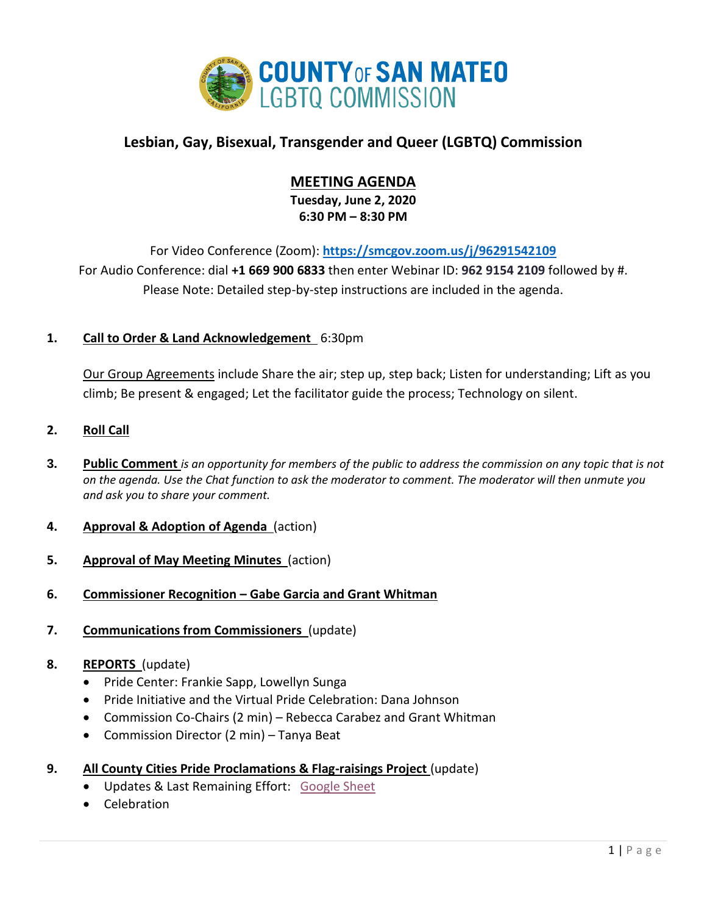# COUNTY OF SAN MATEO LGBTQ COMMISSION

## Lesbian, Gay, Bisexual, Transgender and Queer (LGBTQ) Commission

## MEETING AGENDA

**Tuesday, June 2, 2020**
**6:30 PM – 8:30 PM**

For Video Conference (Zoom): **https://smcgov.zoom.us/j/96291542109**
For Audio Conference: dial **+1 669 900 6833** then enter Webinar ID: **962 9154 2109** followed by #.
Please Note: Detailed step-by-step instructions are included in the agenda.

1. **Call to Order & Land Acknowledgement** 6:30pm

   Our Group Agreements include Share the air; step up, step back; Listen for understanding; Lift as you climb; Be present & engaged; Let the facilitator guide the process; Technology on silent.

2. **Roll Call**

3. **Public Comment** *is an opportunity for members of the public to address the commission on any topic that is not on the agenda. Use the Chat function to ask the moderator to comment. The moderator will then unmute you and ask you to share your comment.*

4. **Approval & Adoption of Agenda** (action)

5. **Approval of May Meeting Minutes** (action)

6. **Commissioner Recognition – Gabe Garcia and Grant Whitman**

7. **Communications from Commissioners** (update)

8. **REPORTS** (update)
   - Pride Center: Frankie Sapp, Lowellyn Sunga
   - Pride Initiative and the Virtual Pride Celebration: Dana Johnson
   - Commission Co-Chairs (2 min) – Rebecca Carabez and Grant Whitman
   - Commission Director (2 min) – Tanya Beat

9. **All County Cities Pride Proclamations & Flag-raisings Project** (update)
   - Updates & Last Remaining Effort: Google Sheet
   - Celebration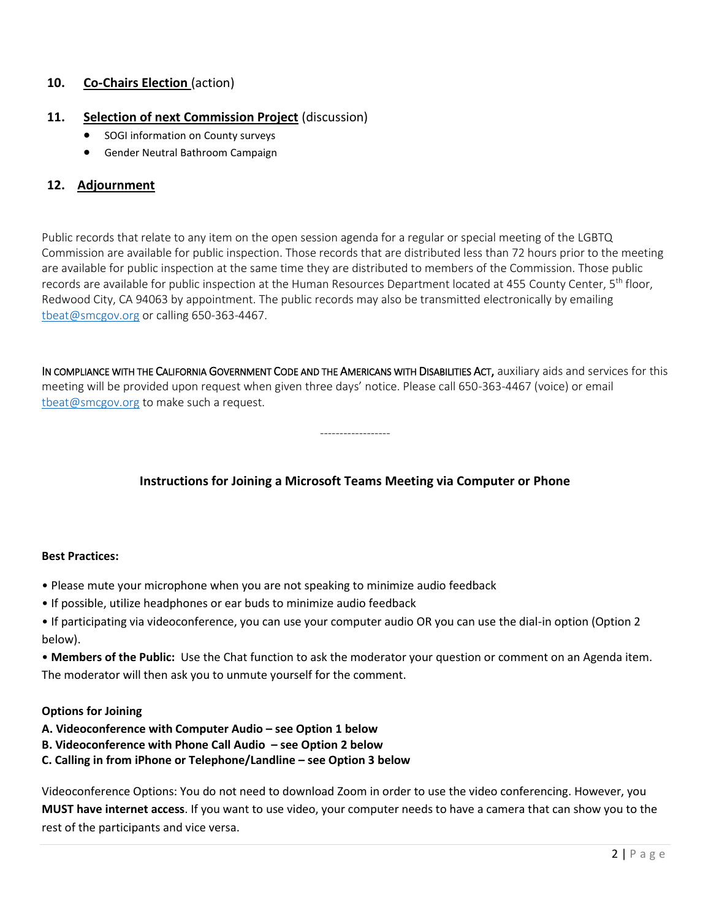10. **Co-Chairs Election** (action)

11. **Selection of next Commission Project** (discussion)
    - SOGI information on County surveys
    - Gender Neutral Bathroom Campaign

12. **Adjournment**

Public records that relate to any item on the open session agenda for a regular or special meeting of the LGBTQ Commission are available for public inspection. Those records that are distributed less than 72 hours prior to the meeting are available for public inspection at the same time they are distributed to members of the Commission. Those public records are available for public inspection at the Human Resources Department located at 455 County Center, 5th floor, Redwood City, CA 94063 by appointment. The public records may also be transmitted electronically by emailing tbeat@smcgov.org or calling 650-363-4467.

IN COMPLIANCE WITH THE CALIFORNIA GOVERNMENT CODE AND THE AMERICANS WITH DISABILITIES ACT, auxiliary aids and services for this meeting will be provided upon request when given three days' notice. Please call 650-363-4467 (voice) or email tbeat@smcgov.org to make such a request.

------------------

### Instructions for Joining a Microsoft Teams Meeting via Computer or Phone

**Best Practices:**

- Please mute your microphone when you are not speaking to minimize audio feedback
- If possible, utilize headphones or ear buds to minimize audio feedback
- If participating via videoconference, you can use your computer audio OR you can use the dial-in option (Option 2 below).
- **Members of the Public:** Use the Chat function to ask the moderator your question or comment on an Agenda item. The moderator will then ask you to unmute yourself for the comment.

**Options for Joining**

**A. Videoconference with Computer Audio – see Option 1 below**
**B. Videoconference with Phone Call Audio – see Option 2 below**
**C. Calling in from iPhone or Telephone/Landline – see Option 3 below**

Videoconference Options: You do not need to download Zoom in order to use the video conferencing. However, you **MUST have internet access**. If you want to use video, your computer needs to have a camera that can show you to the rest of the participants and vice versa.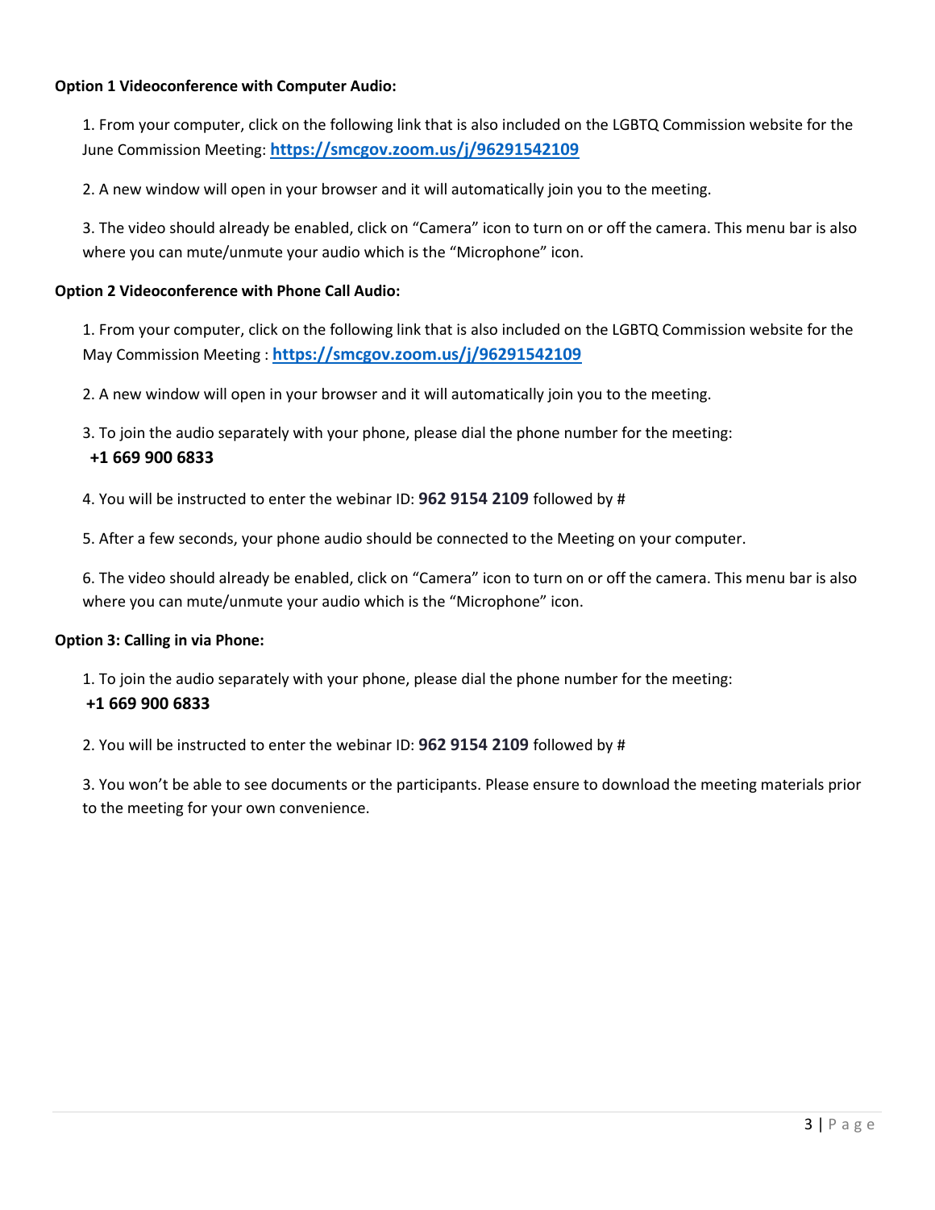**Option 1 Videoconference with Computer Audio:**

1. From your computer, click on the following link that is also included on the LGBTQ Commission website for the June Commission Meeting: **https://smcgov.zoom.us/j/96291542109**

2. A new window will open in your browser and it will automatically join you to the meeting.

3. The video should already be enabled, click on “Camera” icon to turn on or off the camera. This menu bar is also where you can mute/unmute your audio which is the “Microphone” icon.

**Option 2 Videoconference with Phone Call Audio:**

1. From your computer, click on the following link that is also included on the LGBTQ Commission website for the May Commission Meeting : **https://smcgov.zoom.us/j/96291542109**

2. A new window will open in your browser and it will automatically join you to the meeting.

3. To join the audio separately with your phone, please dial the phone number for the meeting: **+1 669 900 6833**

4. You will be instructed to enter the webinar ID: **962 9154 2109** followed by #

5. After a few seconds, your phone audio should be connected to the Meeting on your computer.

6. The video should already be enabled, click on “Camera” icon to turn on or off the camera. This menu bar is also where you can mute/unmute your audio which is the “Microphone” icon.

**Option 3: Calling in via Phone:**

1. To join the audio separately with your phone, please dial the phone number for the meeting: **+1 669 900 6833**

2. You will be instructed to enter the webinar ID: **962 9154 2109** followed by #

3. You won’t be able to see documents or the participants. Please ensure to download the meeting materials prior to the meeting for your own convenience.